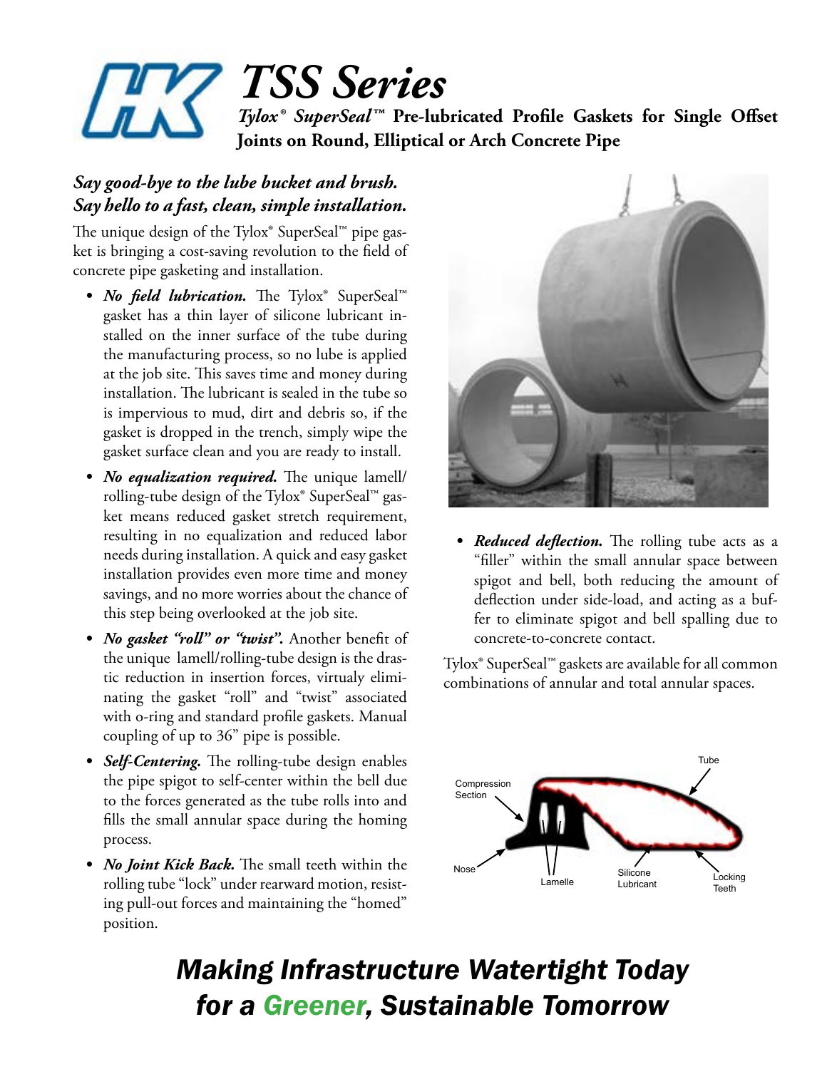# TSS Series

**_Tylox® SuperSeal™_ Pre-lubricated Profile Gaskets for Single Offset Joints on Round, Elliptical or Arch Concrete Pipe**

## *Say good-bye to the lube bucket and brush. Say hello to a fast, clean, simple installation.*

The unique design of the Tylox® SuperSeal™ pipe gasket is bringing a cost-saving revolution to the field of concrete pipe gasketing and installation.

- ***No field lubrication.*** The Tylox® SuperSeal™ gasket has a thin layer of silicone lubricant installed on the inner surface of the tube during the manufacturing process, so no lube is applied at the job site. This saves time and money during installation. The lubricant is sealed in the tube so is impervious to mud, dirt and debris so, if the gasket is dropped in the trench, simply wipe the gasket surface clean and you are ready to install.
- ***No equalization required.*** The unique lamell/rolling-tube design of the Tylox® SuperSeal™ gasket means reduced gasket stretch requirement, resulting in no equalization and reduced labor needs during installation. A quick and easy gasket installation provides even more time and money savings, and no more worries about the chance of this step being overlooked at the job site.
- ***No gasket "roll" or "twist".*** Another benefit of the unique lamell/rolling-tube design is the drastic reduction in insertion forces, virtualy eliminating the gasket "roll" and "twist" associated with o-ring and standard profile gaskets. Manual coupling of up to 36" pipe is possible.
- ***Self-Centering.*** The rolling-tube design enables the pipe spigot to self-center within the bell due to the forces generated as the tube rolls into and fills the small annular space during the homing process.
- ***No Joint Kick Back.*** The small teeth within the rolling tube "lock" under rearward motion, resisting pull-out forces and maintaining the "homed" position.
- ***Reduced deflection.*** The rolling tube acts as a "filler" within the small annular space between spigot and bell, both reducing the amount of deflection under side-load, and acting as a buffer to eliminate spigot and bell spalling due to concrete-to-concrete contact.

Tylox® SuperSeal™ gaskets are available for all common combinations of annular and total annular spaces.

Tube
Compression Section
Nose
Lamelle
Silicone Lubricant
Locking Teeth

***Making Infrastructure Watertight Today for a Greener, Sustainable Tomorrow***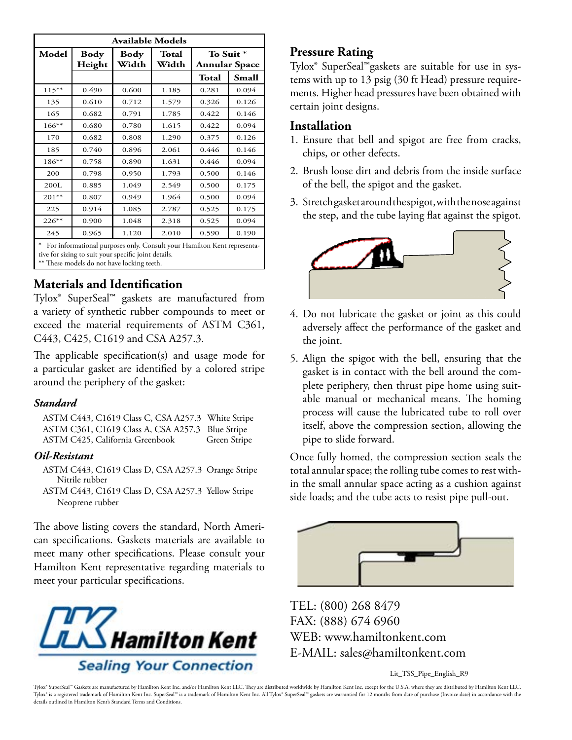| Available Models | | | | | |
|---|---|---|---|---|---|
| Model | Body Height | Body Width | Total Width | To Suit * Annular Space | |
| | | | | Total | Small |
| 115** | 0.490 | 0.600 | 1.185 | 0.281 | 0.094 |
| 135 | 0.610 | 0.712 | 1.579 | 0.326 | 0.126 |
| 165 | 0.682 | 0.791 | 1.785 | 0.422 | 0.146 |
| 166** | 0.680 | 0.780 | 1.615 | 0.422 | 0.094 |
| 170 | 0.682 | 0.808 | 1.290 | 0.375 | 0.126 |
| 185 | 0.740 | 0.896 | 2.061 | 0.446 | 0.146 |
| 186** | 0.758 | 0.890 | 1.631 | 0.446 | 0.094 |
| 200 | 0.798 | 0.950 | 1.793 | 0.500 | 0.146 |
| 200L | 0.885 | 1.049 | 2.549 | 0.500 | 0.175 |
| 201** | 0.807 | 0.949 | 1.964 | 0.500 | 0.094 |
| 225 | 0.914 | 1.085 | 2.787 | 0.525 | 0.175 |
| 226** | 0.900 | 1.048 | 2.318 | 0.525 | 0.094 |
| 245 | 0.965 | 1.120 | 2.010 | 0.590 | 0.190 |

\* For informational purposes only. Consult your Hamilton Kent representative for sizing to suit your specific joint details.
** These models do not have locking teeth.

## Materials and Identification

Tylox® SuperSeal™ gaskets are manufactured from a variety of synthetic rubber compounds to meet or exceed the material requirements of ASTM C361, C443, C425, C1619 and CSA A257.3.

The applicable specification(s) and usage mode for a particular gasket are identified by a colored stripe around the periphery of the gasket:

### *Standard*

ASTM C443, C1619 Class C, CSA A257.3 White Stripe
ASTM C361, C1619 Class A, CSA A257.3 Blue Stripe
ASTM C425, California Greenbook Green Stripe

### *Oil-Resistant*

ASTM C443, C1619 Class D, CSA A257.3 Orange Stripe
Nitrile rubber
ASTM C443, C1619 Class D, CSA A257.3 Yellow Stripe
Neoprene rubber

The above listing covers the standard, North American specifications. Gaskets materials are available to meet many other specifications. Please consult your Hamilton Kent representative regarding materials to meet your particular specifications.

Hamilton Kent
Sealing Your Connection

## Pressure Rating

Tylox® SuperSeal™gaskets are suitable for use in systems with up to 13 psig (30 ft Head) pressure requirements. Higher head pressures have been obtained with certain joint designs.

## Installation

1. Ensure that bell and spigot are free from cracks, chips, or other defects.
2. Brush loose dirt and debris from the inside surface of the bell, the spigot and the gasket.
3. Stretch gasket around the spigot, with the nose against the step, and the tube laying flat against the spigot.
4. Do not lubricate the gasket or joint as this could adversely affect the performance of the gasket and the joint.
5. Align the spigot with the bell, ensuring that the gasket is in contact with the bell around the complete periphery, then thrust pipe home using suitable manual or mechanical means. The homing process will cause the lubricated tube to roll over itself, above the compression section, allowing the pipe to slide forward.

Once fully homed, the compression section seals the total annular space; the rolling tube comes to rest within the small annular space acting as a cushion against side loads; and the tube acts to resist pipe pull-out.

TEL: (800) 268 8479
FAX: (888) 674 6960
WEB: www.hamiltonkent.com
E-MAIL: sales@hamiltonkent.com

Lit_TSS_Pipe_English_R9

Tylox® SuperSeal™ Gaskets are manufactured by Hamilton Kent Inc. and/or Hamilton Kent LLC. They are distributed worldwide by Hamilton Kent Inc, except for the U.S.A. where they are distributed by Hamilton Kent LLC. Tylox® is a registered trademark of Hamilton Kent Inc. SuperSeal™ is a trademark of Hamilton Kent Inc. All Tylox® SuperSeal™ gaskets are warrantied for 12 months from date of purchase (Invoice date) in accordance with the details outlined in Hamilton Kent's Standard Terms and Conditions.